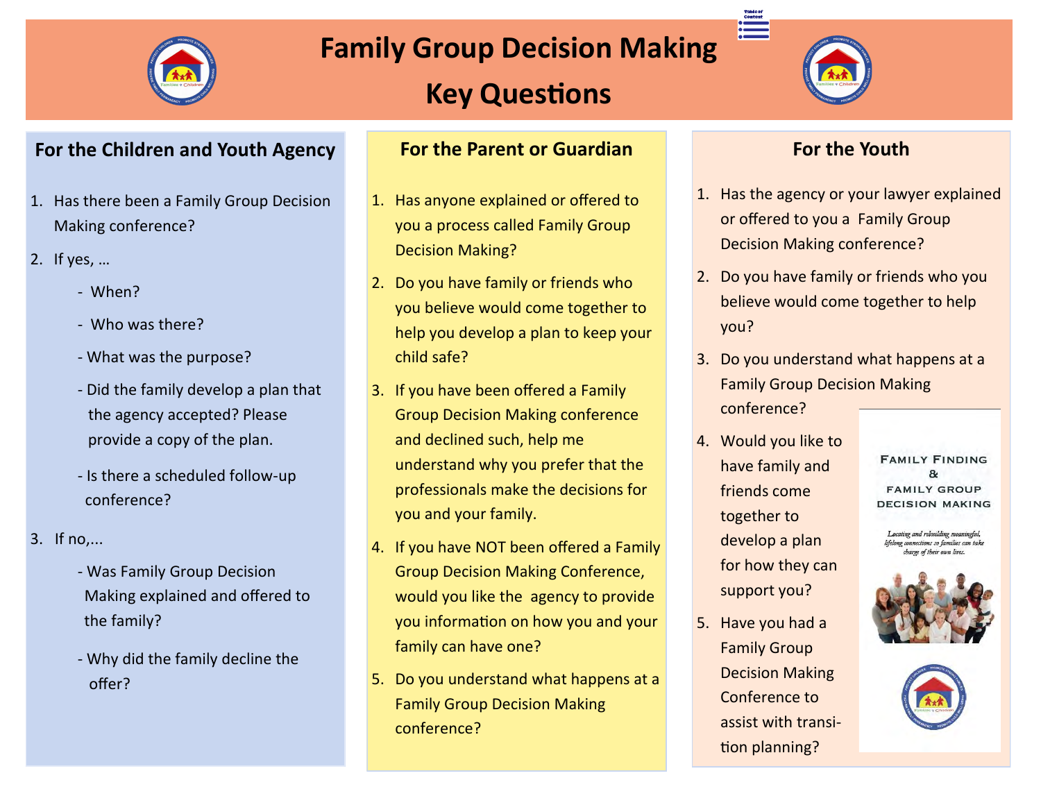# Family Group Decision Making

# Key Questions

## For the Children and Youth Agency

1. Has there been a Family Group Decision Making conference?
2. If yes, …
   - When?
   - Who was there?
   - What was the purpose?
   - Did the family develop a plan that the agency accepted? Please provide a copy of the plan.
   - Is there a scheduled follow-up conference?
3. If no,...
   - Was Family Group Decision Making explained and offered to the family?
   - Why did the family decline the offer?

## For the Parent or Guardian

1. Has anyone explained or offered to you a process called Family Group Decision Making?
2. Do you have family or friends who you believe would come together to help you develop a plan to keep your child safe?
3. If you have been offered a Family Group Decision Making conference and declined such, help me understand why you prefer that the professionals make the decisions for you and your family.
4. If you have NOT been offered a Family Group Decision Making Conference, would you like the agency to provide you information on how you and your family can have one?
5. Do you understand what happens at a Family Group Decision Making conference?

## For the Youth

1. Has the agency or your lawyer explained or offered to you a Family Group Decision Making conference?
2. Do you have family or friends who you believe would come together to help you?
3. Do you understand what happens at a Family Group Decision Making conference?
4. Would you like to have family and friends come together to develop a plan for how they can support you?
5. Have you had a Family Group Decision Making Conference to assist with transition planning?

FAMILY FINDING & FAMILY GROUP DECISION MAKING

*Locating and rebuilding meaningful, lifelong connections so families can take charge of their own lives.*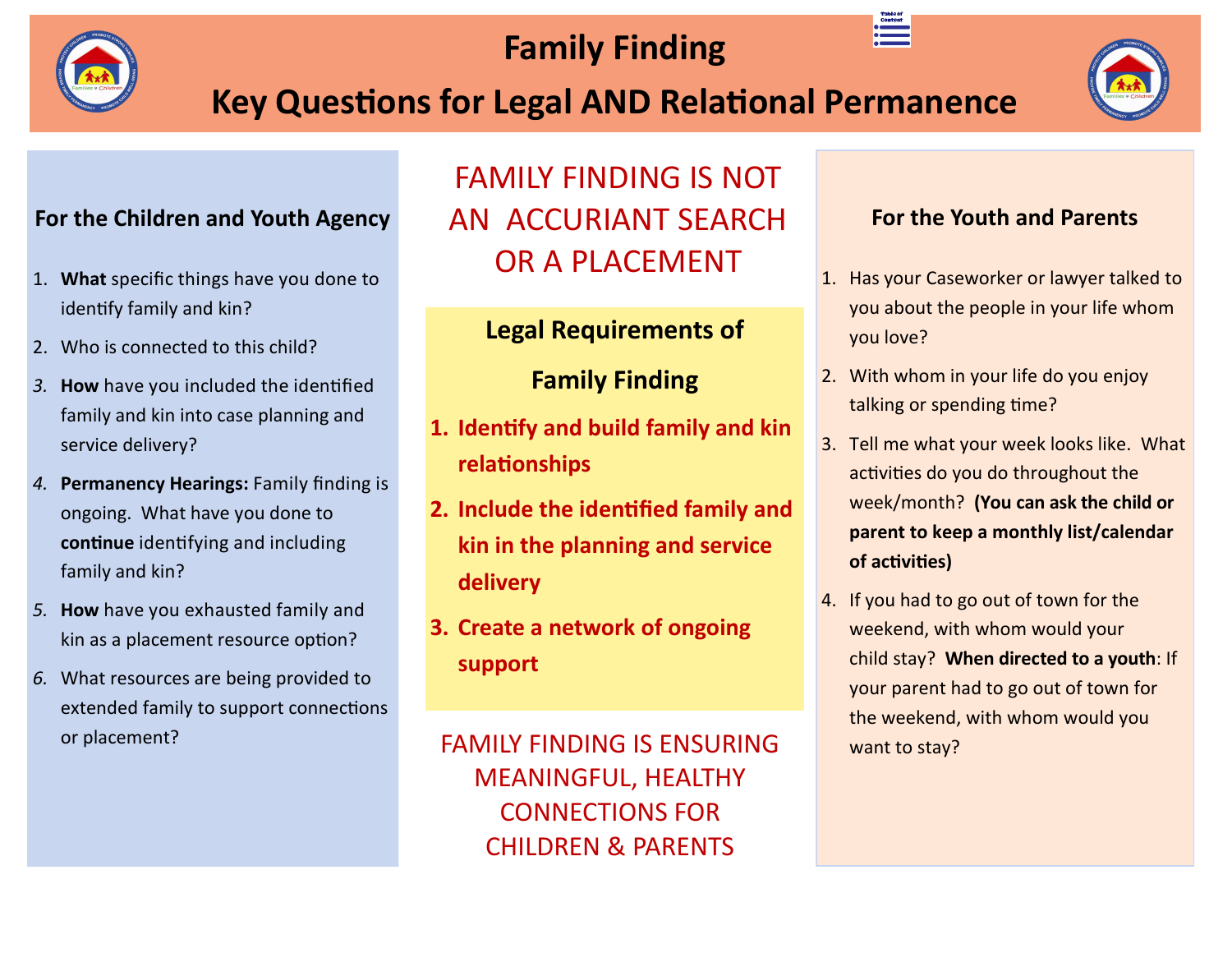# Family Finding

## Key Questions for Legal AND Relational Permanence

### For the Children and Youth Agency

1. **What** specific things have you done to identify family and kin?
2. Who is connected to this child?
3. **How** have you included the identified family and kin into case planning and service delivery?
4. **Permanency Hearings:** Family finding is ongoing. What have you done to **continue** identifying and including family and kin?
5. **How** have you exhausted family and kin as a placement resource option?
6. What resources are being provided to extended family to support connections or placement?

FAMILY FINDING IS NOT AN ACCURIANT SEARCH OR A PLACEMENT

### Legal Requirements of Family Finding

1. **Identify and build family and kin relationships**
2. **Include the identified family and kin in the planning and service delivery**
3. **Create a network of ongoing support**

FAMILY FINDING IS ENSURING MEANINGFUL, HEALTHY CONNECTIONS FOR CHILDREN & PARENTS

### For the Youth and Parents

1. Has your Caseworker or lawyer talked to you about the people in your life whom you love?
2. With whom in your life do you enjoy talking or spending time?
3. Tell me what your week looks like. What activities do you do throughout the week/month? **(You can ask the child or parent to keep a monthly list/calendar of activities)**
4. If you had to go out of town for the weekend, with whom would your child stay? **When directed to a youth**: If your parent had to go out of town for the weekend, with whom would you want to stay?